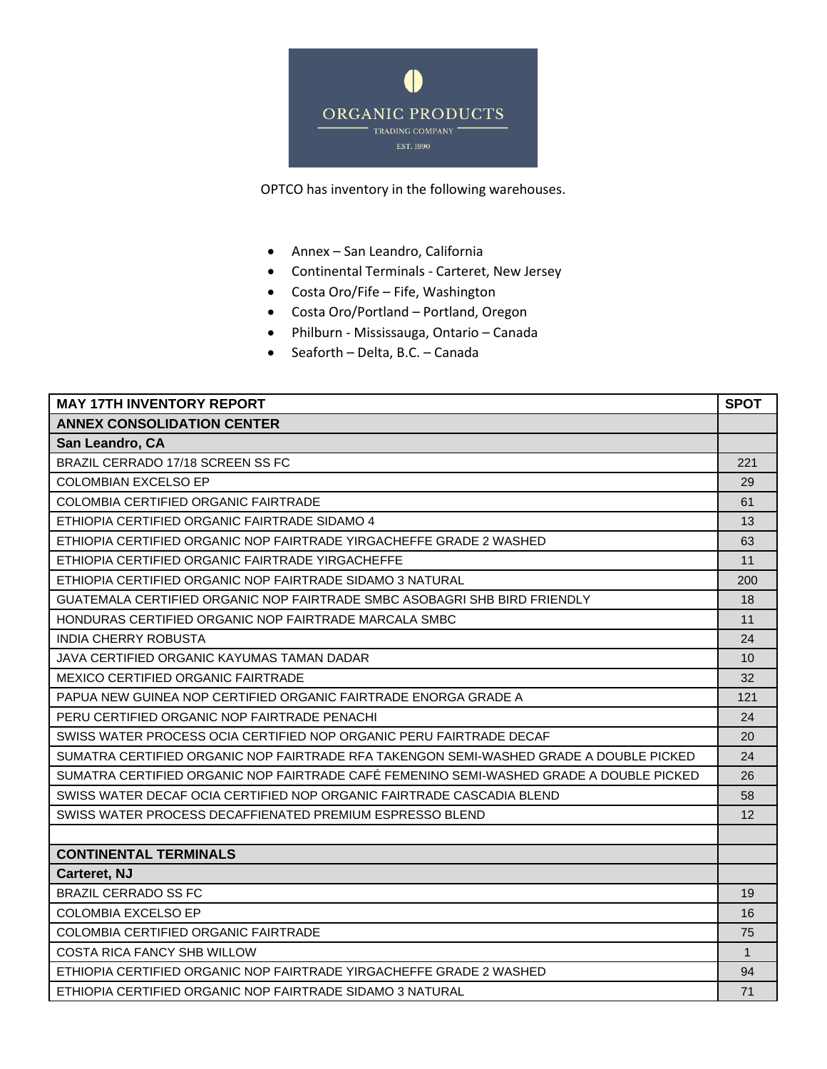ORGANIC PRODUCTS

TRADING COMPANY

EST. 1990

OPTCO has inventory in the following warehouses.

- Annex – San Leandro, California
- Continental Terminals - Carteret, New Jersey
- Costa Oro/Fife – Fife, Washington
- Costa Oro/Portland – Portland, Oregon
- Philburn - Mississauga, Ontario – Canada
- Seaforth – Delta, B.C. – Canada

| MAY 17TH INVENTORY REPORT | SPOT |
|---|---|
| **ANNEX CONSOLIDATION CENTER** | |
| **San Leandro, CA** | |
| BRAZIL CERRADO 17/18 SCREEN SS FC | 221 |
| COLOMBIAN EXCELSO EP | 29 |
| COLOMBIA CERTIFIED ORGANIC FAIRTRADE | 61 |
| ETHIOPIA CERTIFIED ORGANIC FAIRTRADE SIDAMO 4 | 13 |
| ETHIOPIA CERTIFIED ORGANIC NOP FAIRTRADE YIRGACHEFFE GRADE 2 WASHED | 63 |
| ETHIOPIA CERTIFIED ORGANIC FAIRTRADE YIRGACHEFFE | 11 |
| ETHIOPIA CERTIFIED ORGANIC NOP FAIRTRADE SIDAMO 3 NATURAL | 200 |
| GUATEMALA CERTIFIED ORGANIC NOP FAIRTRADE SMBC ASOBAGRI SHB BIRD FRIENDLY | 18 |
| HONDURAS CERTIFIED ORGANIC NOP FAIRTRADE MARCALA SMBC | 11 |
| INDIA CHERRY ROBUSTA | 24 |
| JAVA CERTIFIED ORGANIC KAYUMAS TAMAN DADAR | 10 |
| MEXICO CERTIFIED ORGANIC FAIRTRADE | 32 |
| PAPUA NEW GUINEA NOP CERTIFIED ORGANIC FAIRTRADE ENORGA GRADE A | 121 |
| PERU CERTIFIED ORGANIC NOP FAIRTRADE PENACHI | 24 |
| SWISS WATER PROCESS OCIA CERTIFIED NOP ORGANIC PERU FAIRTRADE DECAF | 20 |
| SUMATRA CERTIFIED ORGANIC NOP FAIRTRADE RFA TAKENGON SEMI-WASHED GRADE A DOUBLE PICKED | 24 |
| SUMATRA CERTIFIED ORGANIC NOP FAIRTRADE CAFÉ FEMENINO SEMI-WASHED GRADE A DOUBLE PICKED | 26 |
| SWISS WATER DECAF OCIA CERTIFIED NOP ORGANIC FAIRTRADE CASCADIA BLEND | 58 |
| SWISS WATER PROCESS DECAFFIENATED PREMIUM ESPRESSO BLEND | 12 |
| | |
| **CONTINENTAL TERMINALS** | |
| **Carteret, NJ** | |
| BRAZIL CERRADO SS FC | 19 |
| COLOMBIA EXCELSO EP | 16 |
| COLOMBIA CERTIFIED ORGANIC FAIRTRADE | 75 |
| COSTA RICA FANCY SHB WILLOW | 1 |
| ETHIOPIA CERTIFIED ORGANIC NOP FAIRTRADE YIRGACHEFFE GRADE 2 WASHED | 94 |
| ETHIOPIA CERTIFIED ORGANIC NOP FAIRTRADE SIDAMO 3 NATURAL | 71 |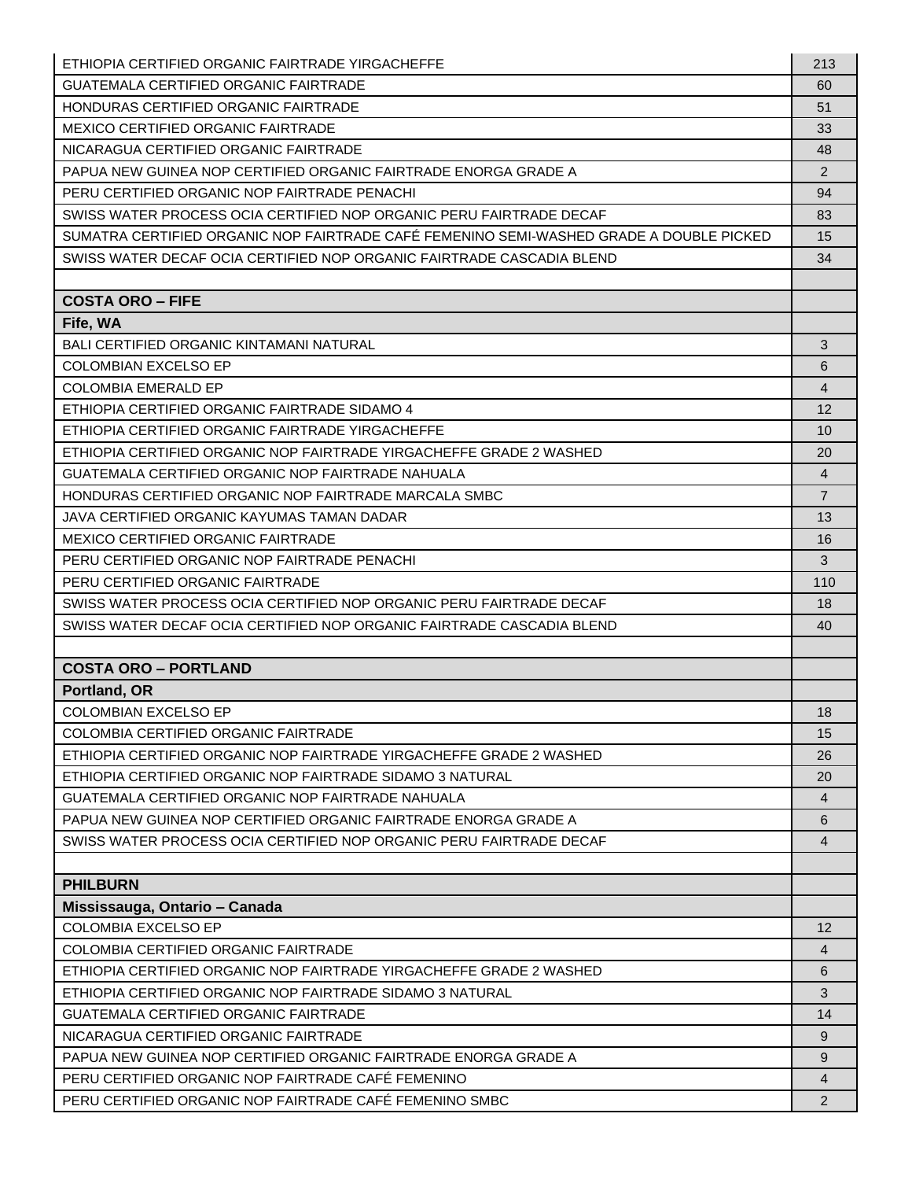| | |
|---|---|
| ETHIOPIA CERTIFIED ORGANIC FAIRTRADE YIRGACHEFFE | 213 |
| GUATEMALA CERTIFIED ORGANIC FAIRTRADE | 60 |
| HONDURAS CERTIFIED ORGANIC FAIRTRADE | 51 |
| MEXICO CERTIFIED ORGANIC FAIRTRADE | 33 |
| NICARAGUA CERTIFIED ORGANIC FAIRTRADE | 48 |
| PAPUA NEW GUINEA NOP CERTIFIED ORGANIC FAIRTRADE ENORGA GRADE A | 2 |
| PERU CERTIFIED ORGANIC NOP FAIRTRADE PENACHI | 94 |
| SWISS WATER PROCESS OCIA CERTIFIED NOP ORGANIC PERU FAIRTRADE DECAF | 83 |
| SUMATRA CERTIFIED ORGANIC NOP FAIRTRADE CAFÉ FEMENINO SEMI-WASHED GRADE A DOUBLE PICKED | 15 |
| SWISS WATER DECAF OCIA CERTIFIED NOP ORGANIC FAIRTRADE CASCADIA BLEND | 34 |
| | |
| **COSTA ORO – FIFE** | |
| **Fife, WA** | |
| BALI CERTIFIED ORGANIC KINTAMANI NATURAL | 3 |
| COLOMBIAN EXCELSO EP | 6 |
| COLOMBIA EMERALD EP | 4 |
| ETHIOPIA CERTIFIED ORGANIC FAIRTRADE SIDAMO 4 | 12 |
| ETHIOPIA CERTIFIED ORGANIC FAIRTRADE YIRGACHEFFE | 10 |
| ETHIOPIA CERTIFIED ORGANIC NOP FAIRTRADE YIRGACHEFFE GRADE 2 WASHED | 20 |
| GUATEMALA CERTIFIED ORGANIC NOP FAIRTRADE NAHUALA | 4 |
| HONDURAS CERTIFIED ORGANIC NOP FAIRTRADE MARCALA SMBC | 7 |
| JAVA CERTIFIED ORGANIC KAYUMAS TAMAN DADAR | 13 |
| MEXICO CERTIFIED ORGANIC FAIRTRADE | 16 |
| PERU CERTIFIED ORGANIC NOP FAIRTRADE PENACHI | 3 |
| PERU CERTIFIED ORGANIC FAIRTRADE | 110 |
| SWISS WATER PROCESS OCIA CERTIFIED NOP ORGANIC PERU FAIRTRADE DECAF | 18 |
| SWISS WATER DECAF OCIA CERTIFIED NOP ORGANIC FAIRTRADE CASCADIA BLEND | 40 |
| | |
| **COSTA ORO – PORTLAND** | |
| **Portland, OR** | |
| COLOMBIAN EXCELSO EP | 18 |
| COLOMBIA CERTIFIED ORGANIC FAIRTRADE | 15 |
| ETHIOPIA CERTIFIED ORGANIC NOP FAIRTRADE YIRGACHEFFE GRADE 2 WASHED | 26 |
| ETHIOPIA CERTIFIED ORGANIC NOP FAIRTRADE SIDAMO 3 NATURAL | 20 |
| GUATEMALA CERTIFIED ORGANIC NOP FAIRTRADE NAHUALA | 4 |
| PAPUA NEW GUINEA NOP CERTIFIED ORGANIC FAIRTRADE ENORGA GRADE A | 6 |
| SWISS WATER PROCESS OCIA CERTIFIED NOP ORGANIC PERU FAIRTRADE DECAF | 4 |
| | |
| **PHILBURN** | |
| **Mississauga, Ontario – Canada** | |
| COLOMBIA EXCELSO EP | 12 |
| COLOMBIA CERTIFIED ORGANIC FAIRTRADE | 4 |
| ETHIOPIA CERTIFIED ORGANIC NOP FAIRTRADE YIRGACHEFFE GRADE 2 WASHED | 6 |
| ETHIOPIA CERTIFIED ORGANIC NOP FAIRTRADE SIDAMO 3 NATURAL | 3 |
| GUATEMALA CERTIFIED ORGANIC FAIRTRADE | 14 |
| NICARAGUA CERTIFIED ORGANIC FAIRTRADE | 9 |
| PAPUA NEW GUINEA NOP CERTIFIED ORGANIC FAIRTRADE ENORGA GRADE A | 9 |
| PERU CERTIFIED ORGANIC NOP FAIRTRADE CAFÉ FEMENINO | 4 |
| PERU CERTIFIED ORGANIC NOP FAIRTRADE CAFÉ FEMENINO SMBC | 2 |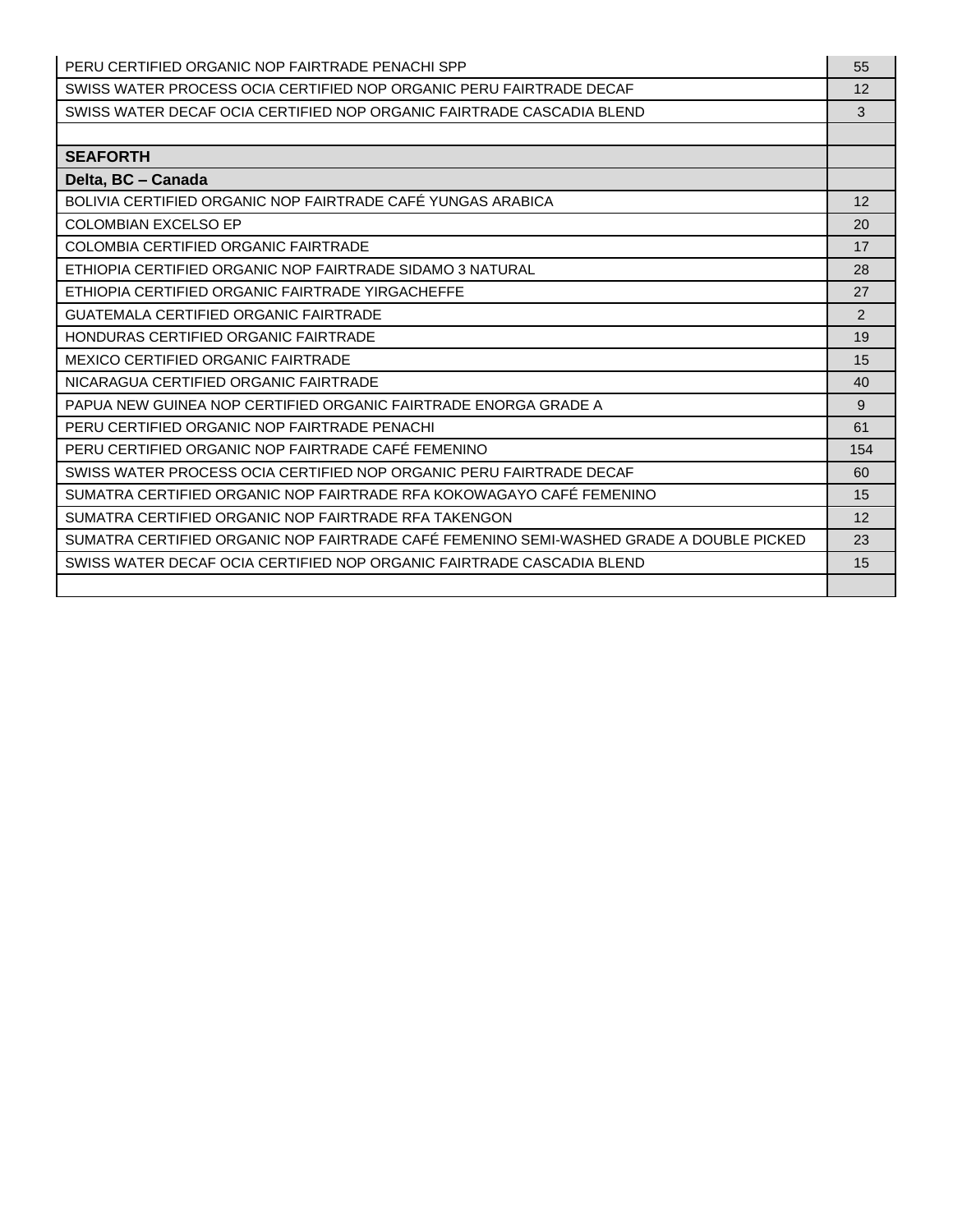| | |
|---|---|
| PERU CERTIFIED ORGANIC NOP FAIRTRADE PENACHI SPP | 55 |
| SWISS WATER PROCESS OCIA CERTIFIED NOP ORGANIC PERU FAIRTRADE DECAF | 12 |
| SWISS WATER DECAF OCIA CERTIFIED NOP ORGANIC FAIRTRADE CASCADIA BLEND | 3 |
| | |
| **SEAFORTH** | |
| **Delta, BC – Canada** | |
| BOLIVIA CERTIFIED ORGANIC NOP FAIRTRADE CAFÉ YUNGAS ARABICA | 12 |
| COLOMBIAN EXCELSO EP | 20 |
| COLOMBIA CERTIFIED ORGANIC FAIRTRADE | 17 |
| ETHIOPIA CERTIFIED ORGANIC NOP FAIRTRADE SIDAMO 3 NATURAL | 28 |
| ETHIOPIA CERTIFIED ORGANIC FAIRTRADE YIRGACHEFFE | 27 |
| GUATEMALA CERTIFIED ORGANIC FAIRTRADE | 2 |
| HONDURAS CERTIFIED ORGANIC FAIRTRADE | 19 |
| MEXICO CERTIFIED ORGANIC FAIRTRADE | 15 |
| NICARAGUA CERTIFIED ORGANIC FAIRTRADE | 40 |
| PAPUA NEW GUINEA NOP CERTIFIED ORGANIC FAIRTRADE ENORGA GRADE A | 9 |
| PERU CERTIFIED ORGANIC NOP FAIRTRADE PENACHI | 61 |
| PERU CERTIFIED ORGANIC NOP FAIRTRADE CAFÉ FEMENINO | 154 |
| SWISS WATER PROCESS OCIA CERTIFIED NOP ORGANIC PERU FAIRTRADE DECAF | 60 |
| SUMATRA CERTIFIED ORGANIC NOP FAIRTRADE RFA KOKOWAGAYO CAFÉ FEMENINO | 15 |
| SUMATRA CERTIFIED ORGANIC NOP FAIRTRADE RFA TAKENGON | 12 |
| SUMATRA CERTIFIED ORGANIC NOP FAIRTRADE CAFÉ FEMENINO SEMI-WASHED GRADE A DOUBLE PICKED | 23 |
| SWISS WATER DECAF OCIA CERTIFIED NOP ORGANIC FAIRTRADE CASCADIA BLEND | 15 |
| | |